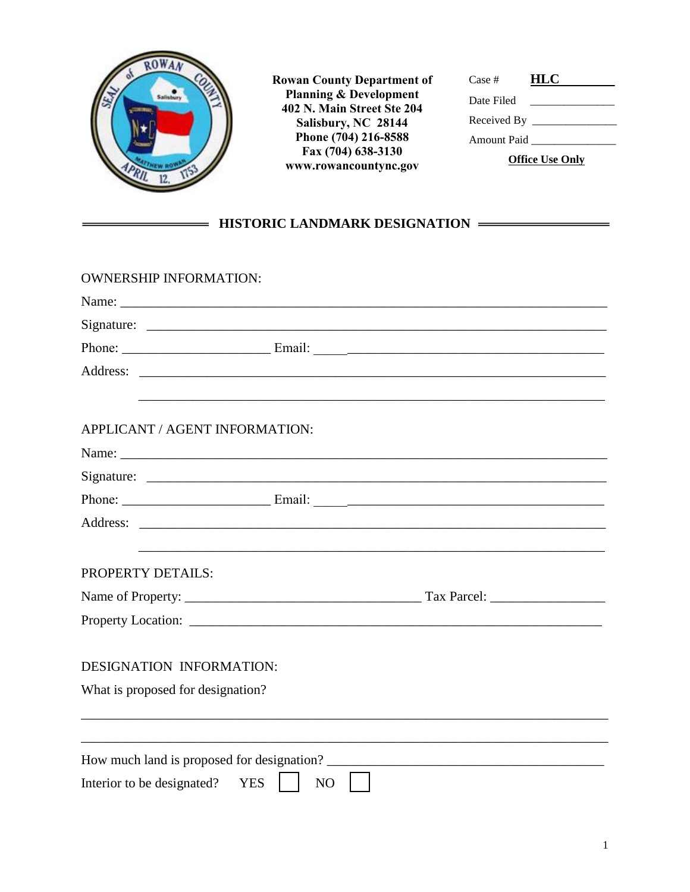**Rowan County Department of Planning & Development**
**402 N. Main Street Ste 204**
**Salisbury, NC 28144**
**Phone (704) 216-8588**
**Fax (704) 638-3130**
**www.rowancountync.gov**

Case # **HLC________**
Date Filed ______________
Received By ______________
Amount Paid ______________
**Office Use Only**

## HISTORIC LANDMARK DESIGNATION

OWNERSHIP INFORMATION:

Name: ______________________________________________________________________

Signature: ___________________________________________________________________

Phone: _____________________ Email: ______________________________________

Address: ____________________________________________________________________

____________________________________________________________________

APPLICANT / AGENT INFORMATION:

Name: ______________________________________________________________________

Signature: ___________________________________________________________________

Phone: _____________________ Email: ______________________________________

Address: ____________________________________________________________________

____________________________________________________________________

PROPERTY DETAILS:

Name of Property: __________________________________ Tax Parcel: ________________

Property Location: ___________________________________________________________

DESIGNATION INFORMATION:

What is proposed for designation?

__________________________________________________________________________

__________________________________________________________________________

How much land is proposed for designation? ______________________________________

Interior to be designated? YES ☐ NO ☐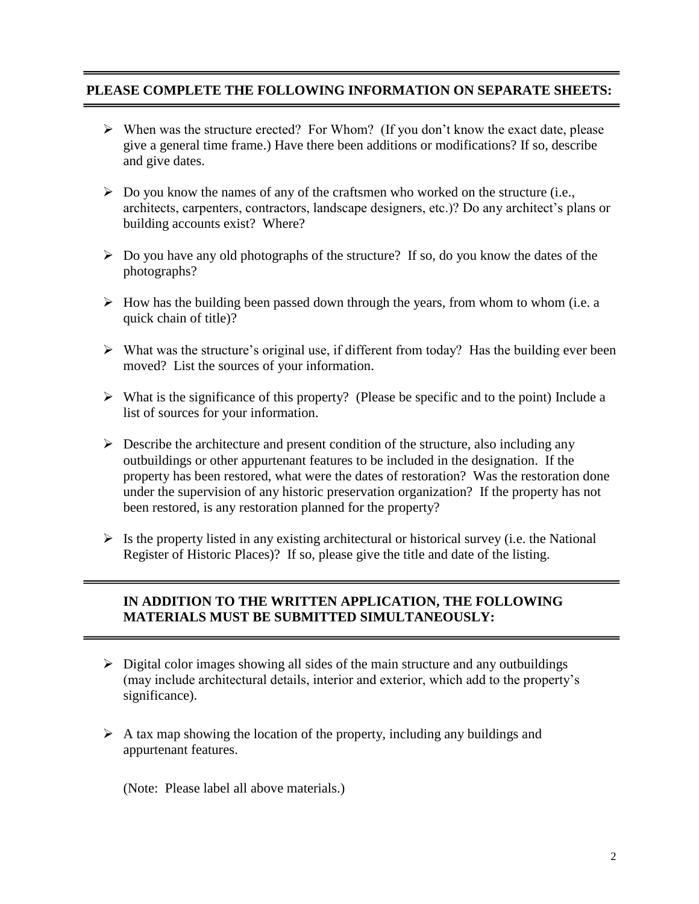**PLEASE COMPLETE THE FOLLOWING INFORMATION ON SEPARATE SHEETS:**

- When was the structure erected? For Whom? (If you don't know the exact date, please give a general time frame.) Have there been additions or modifications? If so, describe and give dates.
- Do you know the names of any of the craftsmen who worked on the structure (i.e., architects, carpenters, contractors, landscape designers, etc.)? Do any architect's plans or building accounts exist? Where?
- Do you have any old photographs of the structure? If so, do you know the dates of the photographs?
- How has the building been passed down through the years, from whom to whom (i.e. a quick chain of title)?
- What was the structure's original use, if different from today? Has the building ever been moved? List the sources of your information.
- What is the significance of this property? (Please be specific and to the point) Include a list of sources for your information.
- Describe the architecture and present condition of the structure, also including any outbuildings or other appurtenant features to be included in the designation. If the property has been restored, what were the dates of restoration? Was the restoration done under the supervision of any historic preservation organization? If the property has not been restored, is any restoration planned for the property?
- Is the property listed in any existing architectural or historical survey (i.e. the National Register of Historic Places)? If so, please give the title and date of the listing.

**IN ADDITION TO THE WRITTEN APPLICATION, THE FOLLOWING MATERIALS MUST BE SUBMITTED SIMULTANEOUSLY:**

- Digital color images showing all sides of the main structure and any outbuildings (may include architectural details, interior and exterior, which add to the property's significance).
- A tax map showing the location of the property, including any buildings and appurtenant features.

(Note: Please label all above materials.)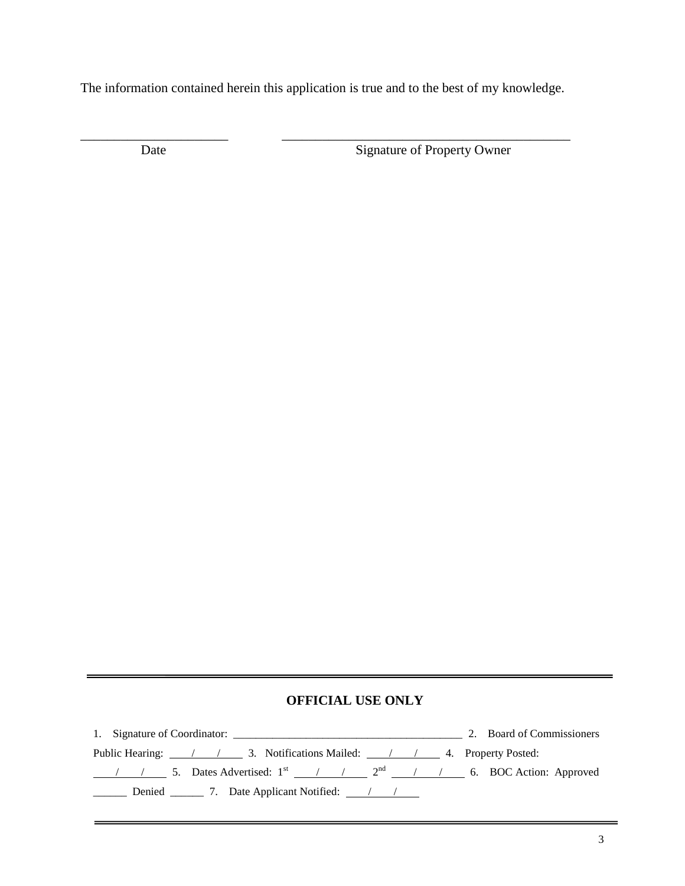The information contained herein this application is true and to the best of my knowledge.

______________________ ____________________________________________

Date Signature of Property Owner

---

**OFFICIAL USE ONLY**

1. Signature of Coordinator: ________________________________________ 2. Board of Commissioners Public Hearing: ____/____/____ 3. Notifications Mailed: ____/____/____ 4. Property Posted: ____/____/____ 5. Dates Advertised: 1st ____/____/____ 2nd ____/____/____ 6. BOC Action: Approved ______ Denied ______ 7. Date Applicant Notified: ____/____/____

---